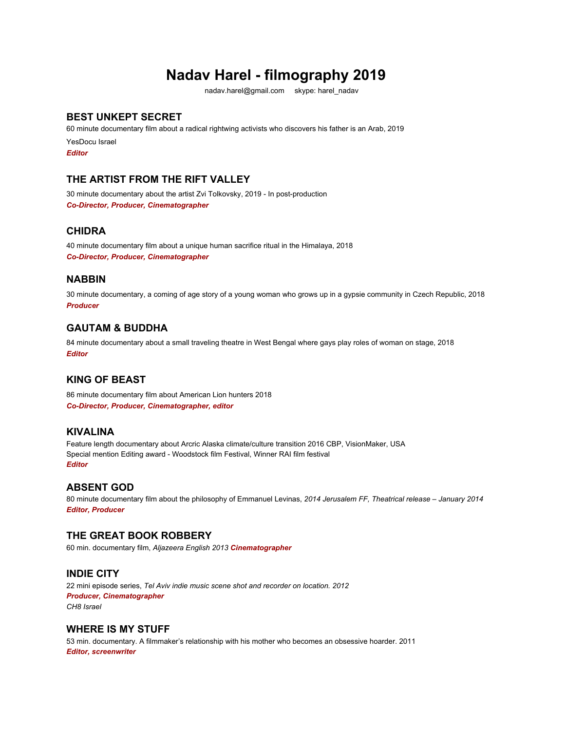# Nadav Harel - filmography 2019

nadav.harel@gmail.com     skype: harel_nadav

## BEST UNKEPT SECRET

60 minute documentary film about a radical rightwing activists who discovers his father is an Arab, 2019

YesDocu Israel

***Editor***

## THE ARTIST FROM THE RIFT VALLEY

30 minute documentary about the artist Zvi Tolkovsky, 2019 - In post-production

***Co-Director, Producer, Cinematographer***

## CHIDRA

40 minute documentary film about a unique human sacrifice ritual in the Himalaya, 2018

***Co-Director, Producer, Cinematographer***

## NABBIN

30 minute documentary, a coming of age story of a young woman who grows up in a gypsie community in Czech Republic, 2018

***Producer***

## GAUTAM & BUDDHA

84 minute documentary about a small traveling theatre in West Bengal where gays play roles of woman on stage, 2018

***Editor***

## KING OF BEAST

86 minute documentary film about American Lion hunters 2018

***Co-Director, Producer, Cinematographer, editor***

## KIVALINA

Feature length documentary about Arcric Alaska climate/culture transition 2016 CBP, VisionMaker, USA

Special mention Editing award - Woodstock film Festival, Winner RAI film festival

***Editor***

## ABSENT GOD

80 minute documentary film about the philosophy of Emmanuel Levinas, *2014 Jerusalem FF, Theatrical release – January 2014*

***Editor, Producer***

## THE GREAT BOOK ROBBERY

60 min. documentary film, *Aljazeera English 2013* ***Cinematographer***

## INDIE CITY

22 mini episode series, *Tel Aviv indie music scene shot and recorder on location. 2012*

***Producer, Cinematographer***

*CH8 Israel*

## WHERE IS MY STUFF

53 min. documentary. A filmmaker's relationship with his mother who becomes an obsessive hoarder. 2011

***Editor, screenwriter***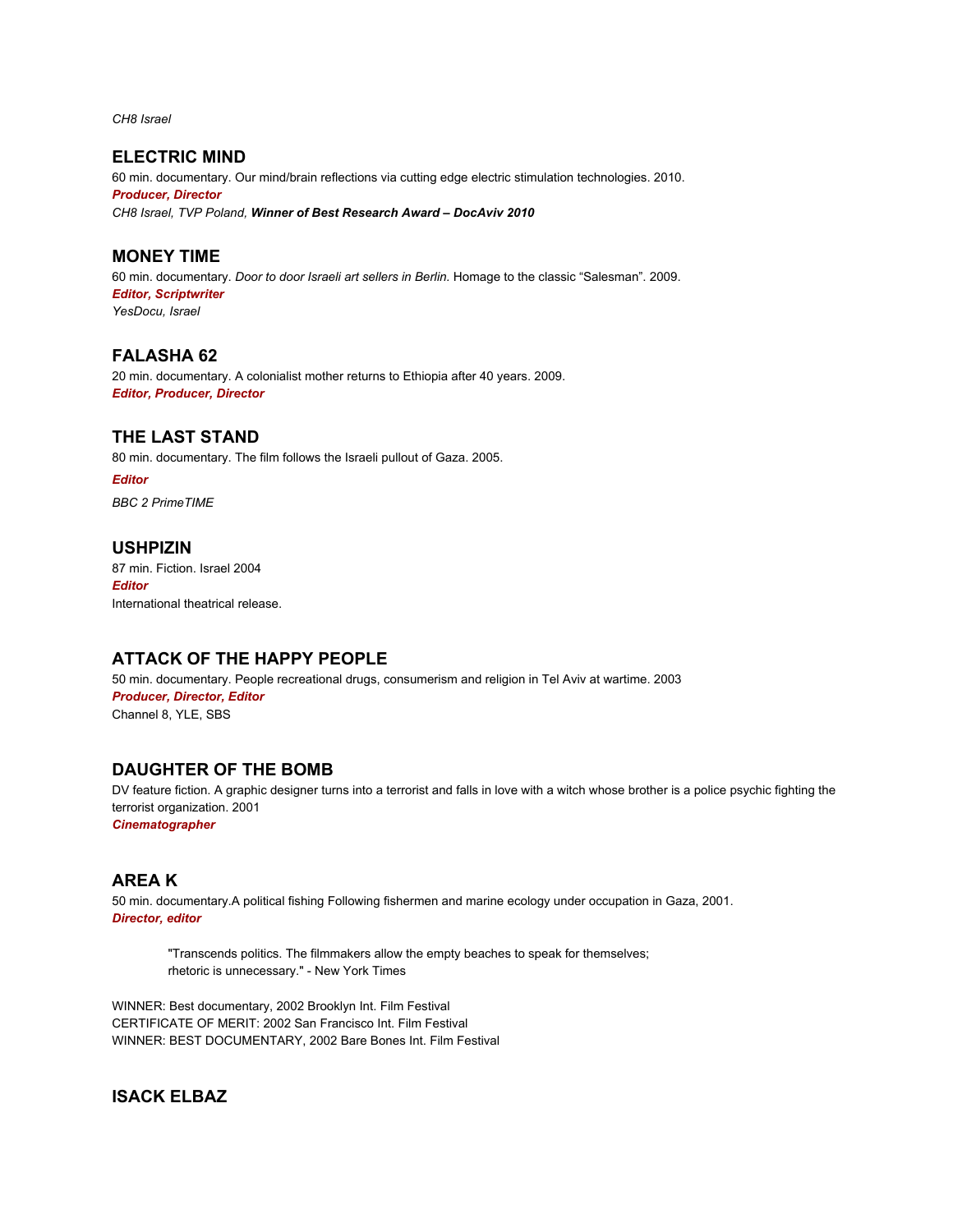*CH8 Israel*

## ELECTRIC MIND

60 min. documentary. Our mind/brain reflections via cutting edge electric stimulation technologies. 2010.

***Producer, Director***

*CH8 Israel, TVP Poland,* ***Winner of Best Research Award – DocAviv 2010***

## MONEY TIME

60 min. documentary. *Door to door Israeli art sellers in Berlin.* Homage to the classic "Salesman". 2009.

***Editor, Scriptwriter***

*YesDocu, Israel*

## FALASHA 62

20 min. documentary. A colonialist mother returns to Ethiopia after 40 years. 2009.

***Editor, Producer, Director***

## THE LAST STAND

80 min. documentary. The film follows the Israeli pullout of Gaza. 2005.

***Editor***

*BBC 2 PrimeTIME*

## USHPIZIN

87 min. Fiction. Israel 2004

***Editor***

International theatrical release.

## ATTACK OF THE HAPPY PEOPLE

50 min. documentary. People recreational drugs, consumerism and religion in Tel Aviv at wartime. 2003

***Producer, Director, Editor***

Channel 8, YLE, SBS

## DAUGHTER OF THE BOMB

DV feature fiction. A graphic designer turns into a terrorist and falls in love with a witch whose brother is a police psychic fighting the terrorist organization. 2001

***Cinematographer***

## AREA K

50 min. documentary.A political fishing Following fishermen and marine ecology under occupation in Gaza, 2001.

***Director, editor***

> "Transcends politics. The filmmakers allow the empty beaches to speak for themselves; rhetoric is unnecessary." - New York Times

WINNER: Best documentary, 2002 Brooklyn Int. Film Festival
CERTIFICATE OF MERIT: 2002 San Francisco Int. Film Festival
WINNER: BEST DOCUMENTARY, 2002 Bare Bones Int. Film Festival

## ISACK ELBAZ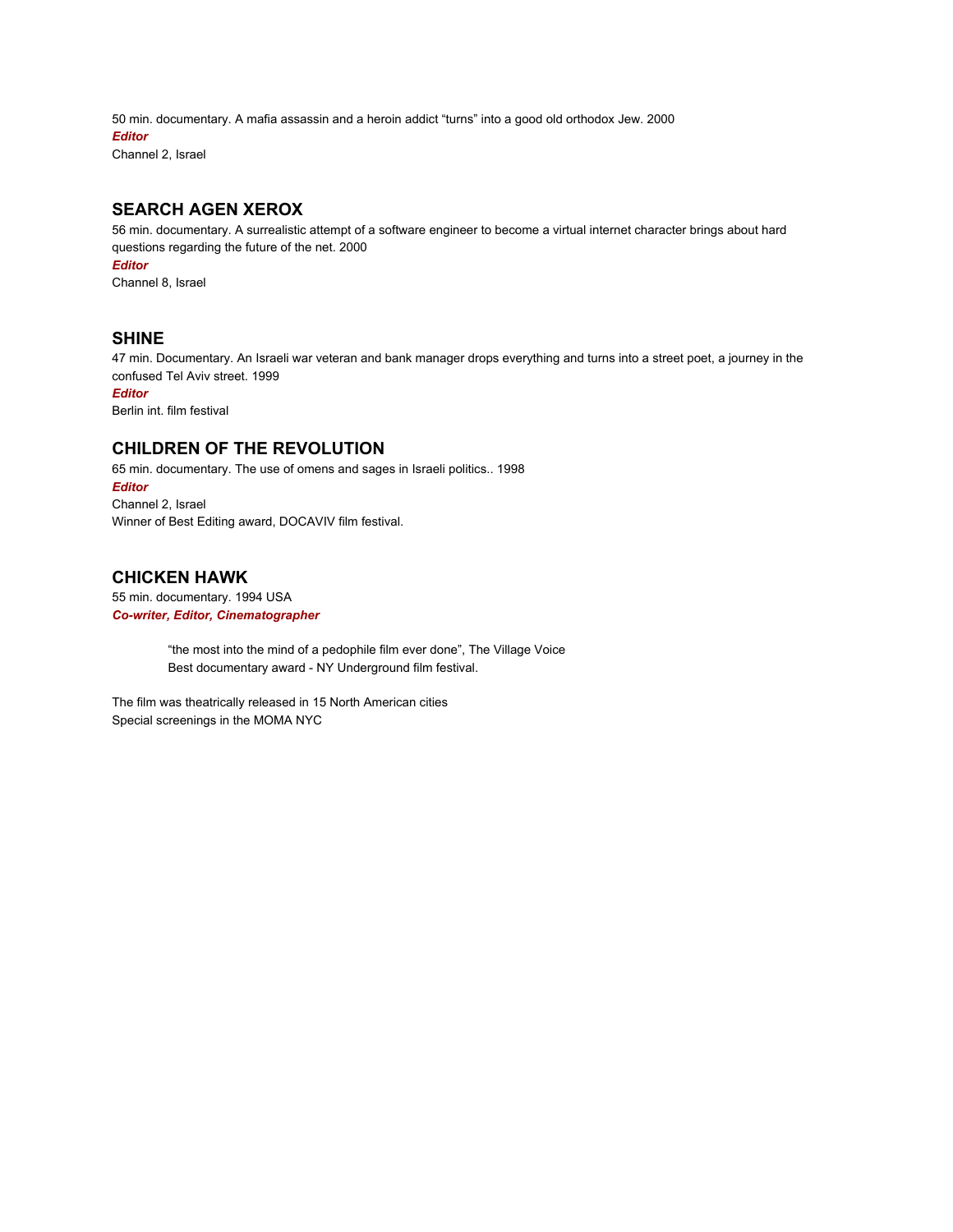50 min. documentary. A mafia assassin and a heroin addict “turns” into a good old orthodox Jew. 2000

***Editor***

Channel 2, Israel

## SEARCH AGEN XEROX

56 min. documentary. A surrealistic attempt of a software engineer to become a virtual internet character brings about hard questions regarding the future of the net. 2000

***Editor***

Channel 8, Israel

## SHINE

47 min. Documentary. An Israeli war veteran and bank manager drops everything and turns into a street poet, a journey in the confused Tel Aviv street. 1999

***Editor***

Berlin int. film festival

## CHILDREN OF THE REVOLUTION

65 min. documentary. The use of omens and sages in Israeli politics.. 1998

***Editor***

Channel 2, Israel

Winner of Best Editing award, DOCAVIV film festival.

## CHICKEN HAWK

55 min. documentary. 1994 USA

***Co-writer, Editor, Cinematographer***

> “the most into the mind of a pedophile film ever done”, The Village Voice
> Best documentary award - NY Underground film festival.

The film was theatrically released in 15 North American cities

Special screenings in the MOMA NYC